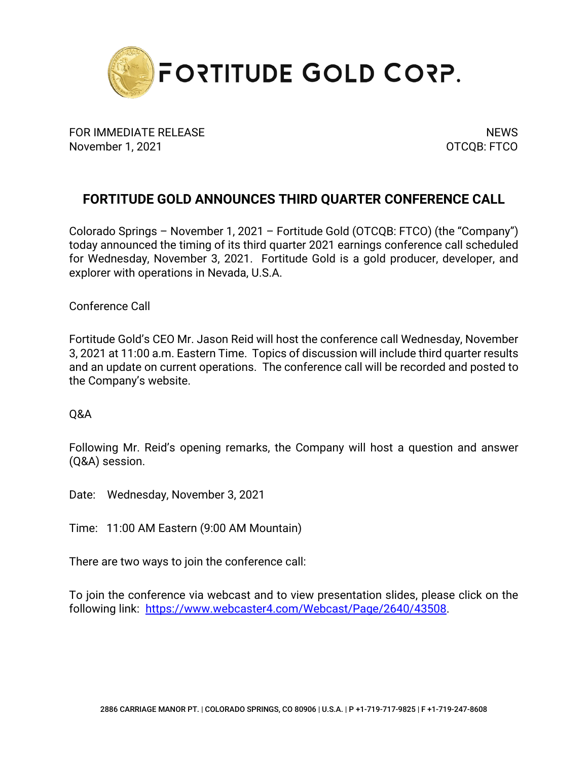FORTITUDE GOLD CORP.

FOR IMMEDIATE RELEASE
November 1, 2021

NEWS
OTCQB: FTCO

# FORTITUDE GOLD ANNOUNCES THIRD QUARTER CONFERENCE CALL

Colorado Springs – November 1, 2021 – Fortitude Gold (OTCQB: FTCO) (the "Company") today announced the timing of its third quarter 2021 earnings conference call scheduled for Wednesday, November 3, 2021. Fortitude Gold is a gold producer, developer, and explorer with operations in Nevada, U.S.A.

Conference Call

Fortitude Gold's CEO Mr. Jason Reid will host the conference call Wednesday, November 3, 2021 at 11:00 a.m. Eastern Time. Topics of discussion will include third quarter results and an update on current operations. The conference call will be recorded and posted to the Company's website.

Q&A

Following Mr. Reid's opening remarks, the Company will host a question and answer (Q&A) session.

Date: Wednesday, November 3, 2021

Time: 11:00 AM Eastern (9:00 AM Mountain)

There are two ways to join the conference call:

To join the conference via webcast and to view presentation slides, please click on the following link: https://www.webcaster4.com/Webcast/Page/2640/43508.

2886 CARRIAGE MANOR PT. | COLORADO SPRINGS, CO 80906 | U.S.A. | P +1-719-717-9825 | F +1-719-247-8608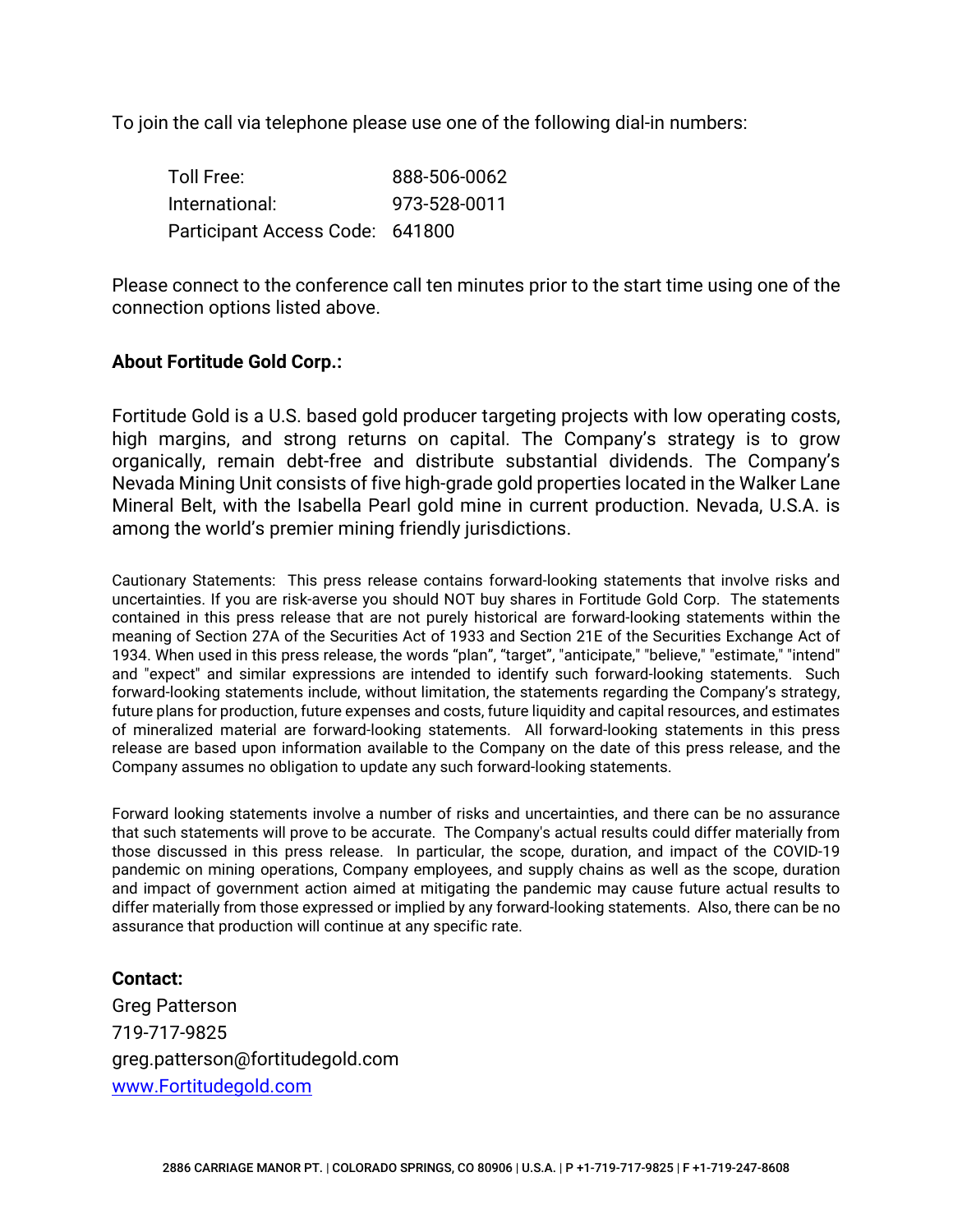To join the call via telephone please use one of the following dial-in numbers:

| | |
|---|---|
| Toll Free: | 888-506-0062 |
| International: | 973-528-0011 |
| Participant Access Code: | 641800 |

Please connect to the conference call ten minutes prior to the start time using one of the connection options listed above.

**About Fortitude Gold Corp.:**

Fortitude Gold is a U.S. based gold producer targeting projects with low operating costs, high margins, and strong returns on capital. The Company's strategy is to grow organically, remain debt-free and distribute substantial dividends. The Company's Nevada Mining Unit consists of five high-grade gold properties located in the Walker Lane Mineral Belt, with the Isabella Pearl gold mine in current production. Nevada, U.S.A. is among the world's premier mining friendly jurisdictions.

Cautionary Statements: This press release contains forward-looking statements that involve risks and uncertainties. If you are risk-averse you should NOT buy shares in Fortitude Gold Corp. The statements contained in this press release that are not purely historical are forward-looking statements within the meaning of Section 27A of the Securities Act of 1933 and Section 21E of the Securities Exchange Act of 1934. When used in this press release, the words "plan", "target", "anticipate," "believe," "estimate," "intend" and "expect" and similar expressions are intended to identify such forward-looking statements. Such forward-looking statements include, without limitation, the statements regarding the Company's strategy, future plans for production, future expenses and costs, future liquidity and capital resources, and estimates of mineralized material are forward-looking statements. All forward-looking statements in this press release are based upon information available to the Company on the date of this press release, and the Company assumes no obligation to update any such forward-looking statements.

Forward looking statements involve a number of risks and uncertainties, and there can be no assurance that such statements will prove to be accurate. The Company's actual results could differ materially from those discussed in this press release. In particular, the scope, duration, and impact of the COVID-19 pandemic on mining operations, Company employees, and supply chains as well as the scope, duration and impact of government action aimed at mitigating the pandemic may cause future actual results to differ materially from those expressed or implied by any forward-looking statements. Also, there can be no assurance that production will continue at any specific rate.

**Contact:**

Greg Patterson
719-717-9825
greg.patterson@fortitudegold.com
www.Fortitudegold.com

2886 CARRIAGE MANOR PT. | COLORADO SPRINGS, CO 80906 | U.S.A. | P +1-719-717-9825 | F +1-719-247-8608